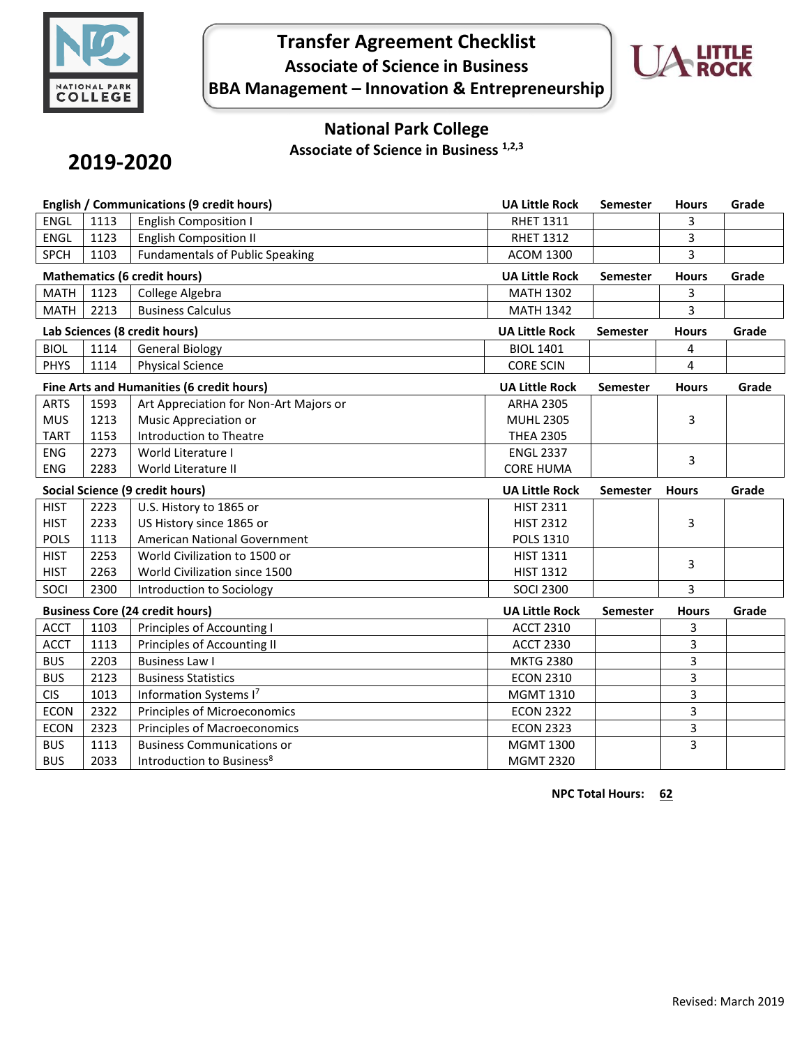# Transfer Agreement Checklist

## Associate of Science in Business

## BBA Management – Innovation & Entrepreneurship

## National Park College

### Associate of Science in Business [1,2,3]

## 2019-2020

| English / Communications (9 credit hours) | | | UA Little Rock | Semester | Hours | Grade |
|---|---|---|---|---|---|---|
| ENGL | 1113 | English Composition I | RHET 1311 | | 3 | |
| ENGL | 1123 | English Composition II | RHET 1312 | | 3 | |
| SPCH | 1103 | Fundamentals of Public Speaking | ACOM 1300 | | 3 | |

| Mathematics (6 credit hours) | | | UA Little Rock | Semester | Hours | Grade |
|---|---|---|---|---|---|---|
| MATH | 1123 | College Algebra | MATH 1302 | | 3 | |
| MATH | 2213 | Business Calculus | MATH 1342 | | 3 | |

| Lab Sciences (8 credit hours) | | | UA Little Rock | Semester | Hours | Grade |
|---|---|---|---|---|---|---|
| BIOL | 1114 | General Biology | BIOL 1401 | | 4 | |
| PHYS | 1114 | Physical Science | CORE SCIN | | 4 | |

| Fine Arts and Humanities (6 credit hours) | | | UA Little Rock | Semester | Hours | Grade |
|---|---|---|---|---|---|---|
| ARTS | 1593 | Art Appreciation for Non-Art Majors or | ARHA 2305 | | 3 | |
| MUS | 1213 | Music Appreciation or | MUHL 2305 | | | |
| TART | 1153 | Introduction to Theatre | THEA 2305 | | | |
| ENG | 2273 | World Literature I | ENGL 2337 | | 3 | |
| ENG | 2283 | World Literature II | CORE HUMA | | | |

| Social Science (9 credit hours) | | | UA Little Rock | Semester | Hours | Grade |
|---|---|---|---|---|---|---|
| HIST | 2223 | U.S. History to 1865 or | HIST 2311 | | 3 | |
| HIST | 2233 | US History since 1865 or | HIST 2312 | | | |
| POLS | 1113 | American National Government | POLS 1310 | | | |
| HIST | 2253 | World Civilization to 1500 or | HIST 1311 | | 3 | |
| HIST | 2263 | World Civilization since 1500 | HIST 1312 | | | |
| SOCI | 2300 | Introduction to Sociology | SOCI 2300 | | 3 | |

| Business Core (24 credit hours) | | | UA Little Rock | Semester | Hours | Grade |
|---|---|---|---|---|---|---|
| ACCT | 1103 | Principles of Accounting I | ACCT 2310 | | 3 | |
| ACCT | 1113 | Principles of Accounting II | ACCT 2330 | | 3 | |
| BUS | 2203 | Business Law I | MKTG 2380 | | 3 | |
| BUS | 2123 | Business Statistics | ECON 2310 | | 3 | |
| CIS | 1013 | Information Systems I[7] | MGMT 1310 | | 3 | |
| ECON | 2322 | Principles of Microeconomics | ECON 2322 | | 3 | |
| ECON | 2323 | Principles of Macroeconomics | ECON 2323 | | 3 | |
| BUS | 1113 | Business Communications or | MGMT 1300 | | 3 | |
| BUS | 2033 | Introduction to Business[8] | MGMT 2320 | | | |

**NPC Total Hours: 62**

Revised: March 2019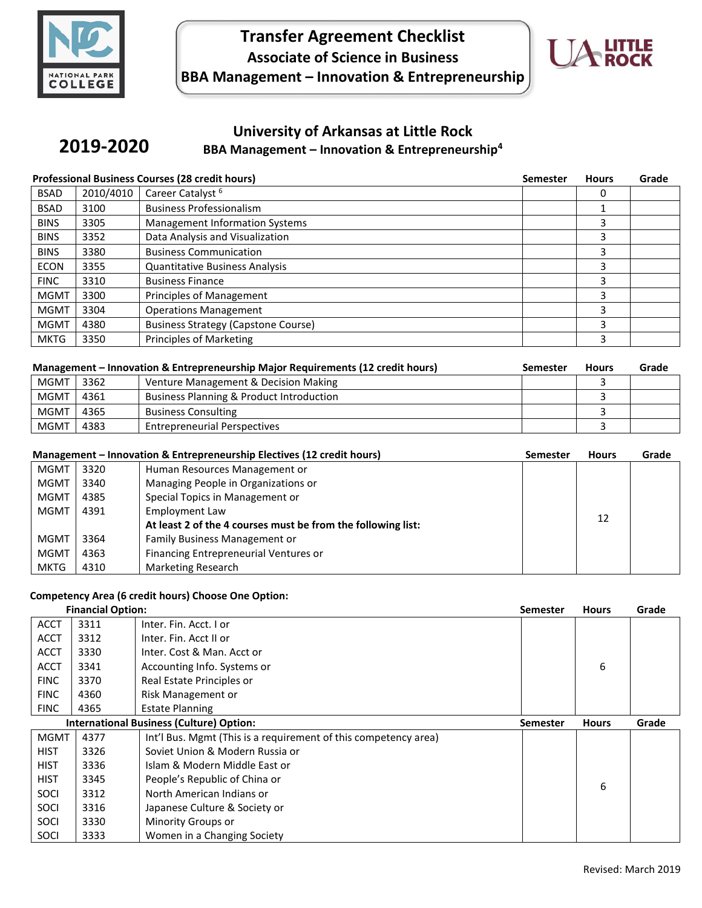# Transfer Agreement Checklist
## Associate of Science in Business
## BBA Management – Innovation & Entrepreneurship

**2019-2020**

## University of Arkansas at Little Rock
### BBA Management – Innovation & Entrepreneurship[4]

**Professional Business Courses (28 credit hours)**

| | | | Semester | Hours | Grade |
|---|---|---|---|---|---|
| BSAD | 2010/4010 | Career Catalyst [6] | | 0 | |
| BSAD | 3100 | Business Professionalism | | 1 | |
| BINS | 3305 | Management Information Systems | | 3 | |
| BINS | 3352 | Data Analysis and Visualization | | 3 | |
| BINS | 3380 | Business Communication | | 3 | |
| ECON | 3355 | Quantitative Business Analysis | | 3 | |
| FINC | 3310 | Business Finance | | 3 | |
| MGMT | 3300 | Principles of Management | | 3 | |
| MGMT | 3304 | Operations Management | | 3 | |
| MGMT | 4380 | Business Strategy (Capstone Course) | | 3 | |
| MKTG | 3350 | Principles of Marketing | | 3 | |

**Management – Innovation & Entrepreneurship Major Requirements (12 credit hours)**

| | | | Semester | Hours | Grade |
|---|---|---|---|---|---|
| MGMT | 3362 | Venture Management & Decision Making | | 3 | |
| MGMT | 4361 | Business Planning & Product Introduction | | 3 | |
| MGMT | 4365 | Business Consulting | | 3 | |
| MGMT | 4383 | Entrepreneurial Perspectives | | 3 | |

**Management – Innovation & Entrepreneurship Electives (12 credit hours)**

| | | | Semester | Hours | Grade |
|---|---|---|---|---|---|
| MGMT | 3320 | Human Resources Management or | | 12 | |
| MGMT | 3340 | Managing People in Organizations or | | | |
| MGMT | 4385 | Special Topics in Management or | | | |
| MGMT | 4391 | Employment Law | | | |
| | | **At least 2 of the 4 courses must be from the following list:** | | | |
| MGMT | 3364 | Family Business Management or | | | |
| MGMT | 4363 | Financing Entrepreneurial Ventures or | | | |
| MKTG | 4310 | Marketing Research | | | |

**Competency Area (6 credit hours) Choose One Option:**

**Financial Option:**

| | | | Semester | Hours | Grade |
|---|---|---|---|---|---|
| ACCT | 3311 | Inter. Fin. Acct. I or | | 6 | |
| ACCT | 3312 | Inter. Fin. Acct II or | | | |
| ACCT | 3330 | Inter. Cost & Man. Acct or | | | |
| ACCT | 3341 | Accounting Info. Systems or | | | |
| FINC | 3370 | Real Estate Principles or | | | |
| FINC | 4360 | Risk Management or | | | |
| FINC | 4365 | Estate Planning | | | |

**International Business (Culture) Option:**

| | | | Semester | Hours | Grade |
|---|---|---|---|---|---|
| MGMT | 4377 | Int'l Bus. Mgmt (This is a requirement of this competency area) | | 6 | |
| HIST | 3326 | Soviet Union & Modern Russia or | | | |
| HIST | 3336 | Islam & Modern Middle East or | | | |
| HIST | 3345 | People's Republic of China or | | | |
| SOCI | 3312 | North American Indians or | | | |
| SOCI | 3316 | Japanese Culture & Society or | | | |
| SOCI | 3330 | Minority Groups or | | | |
| SOCI | 3333 | Women in a Changing Society | | | |

Revised: March 2019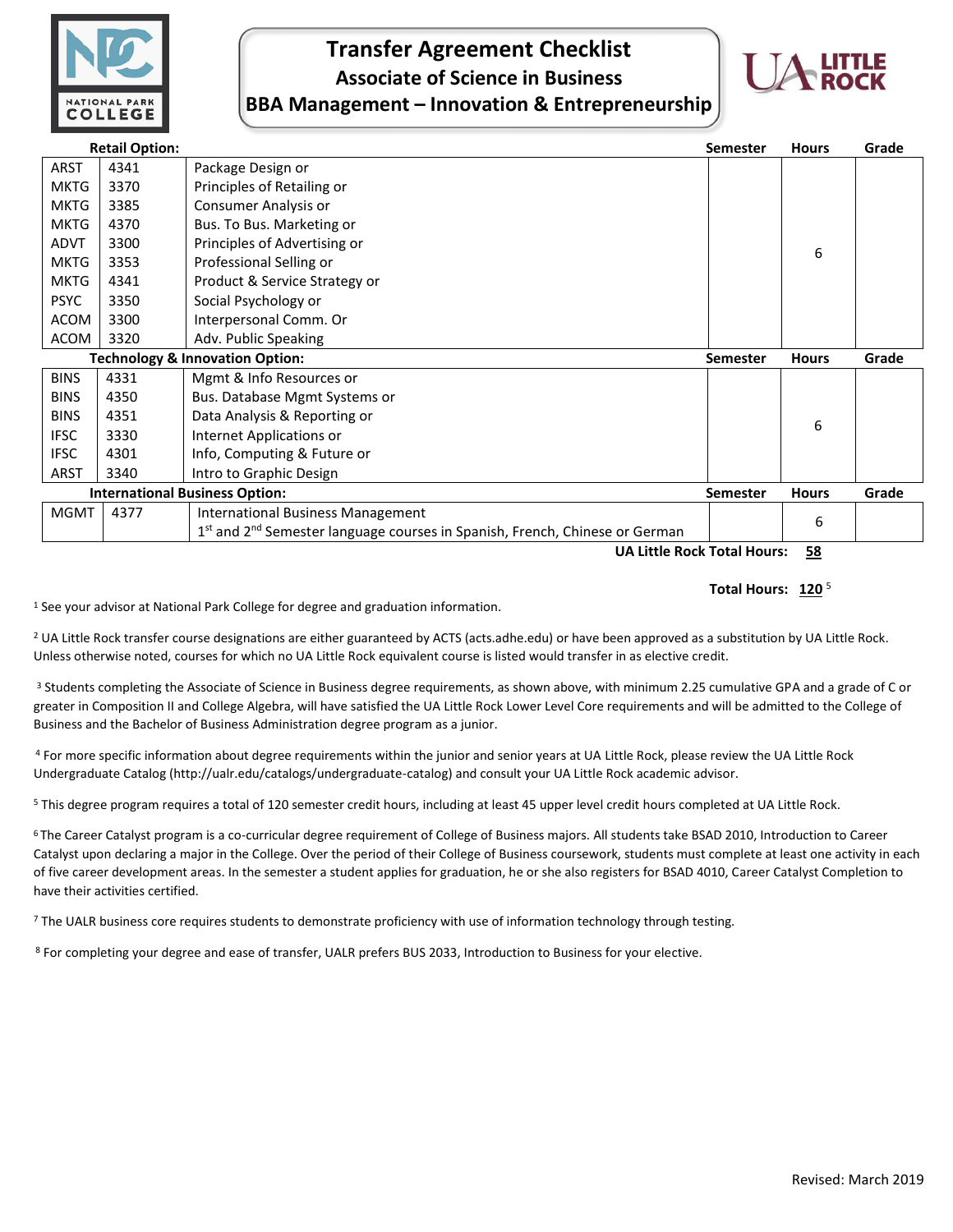# Transfer Agreement Checklist

## Associate of Science in Business

## BBA Management – Innovation & Entrepreneurship

| Retail Option: | | | Semester | Hours | Grade |
|---|---|---|---|---|---|
| ARST | 4341 | Package Design or | | 6 | |
| MKTG | 3370 | Principles of Retailing or | | | |
| MKTG | 3385 | Consumer Analysis or | | | |
| MKTG | 4370 | Bus. To Bus. Marketing or | | | |
| ADVT | 3300 | Principles of Advertising or | | | |
| MKTG | 3353 | Professional Selling or | | | |
| MKTG | 4341 | Product & Service Strategy or | | | |
| PSYC | 3350 | Social Psychology or | | | |
| ACOM | 3300 | Interpersonal Comm. Or | | | |
| ACOM | 3320 | Adv. Public Speaking | | | |
| **Technology & Innovation Option:** | | | **Semester** | **Hours** | **Grade** |
| BINS | 4331 | Mgmt & Info Resources or | | 6 | |
| BINS | 4350 | Bus. Database Mgmt Systems or | | | |
| BINS | 4351 | Data Analysis & Reporting or | | | |
| IFSC | 3330 | Internet Applications or | | | |
| IFSC | 4301 | Info, Computing & Future or | | | |
| ARST | 3340 | Intro to Graphic Design | | | |
| **International Business Option:** | | | **Semester** | **Hours** | **Grade** |
| MGMT | 4377 | International Business Management<br>1st and 2nd Semester language courses in Spanish, French, Chinese or German | | 6 | |
| | | | **UA Little Rock Total Hours:** | **58** | |

**Total Hours: 120** [5]

[1] See your advisor at National Park College for degree and graduation information.

[2] UA Little Rock transfer course designations are either guaranteed by ACTS (acts.adhe.edu) or have been approved as a substitution by UA Little Rock. Unless otherwise noted, courses for which no UA Little Rock equivalent course is listed would transfer in as elective credit.

[3] Students completing the Associate of Science in Business degree requirements, as shown above, with minimum 2.25 cumulative GPA and a grade of C or greater in Composition II and College Algebra, will have satisfied the UA Little Rock Lower Level Core requirements and will be admitted to the College of Business and the Bachelor of Business Administration degree program as a junior.

[4] For more specific information about degree requirements within the junior and senior years at UA Little Rock, please review the UA Little Rock Undergraduate Catalog (http://ualr.edu/catalogs/undergraduate-catalog) and consult your UA Little Rock academic advisor.

[5] This degree program requires a total of 120 semester credit hours, including at least 45 upper level credit hours completed at UA Little Rock.

[6] The Career Catalyst program is a co-curricular degree requirement of College of Business majors. All students take BSAD 2010, Introduction to Career Catalyst upon declaring a major in the College. Over the period of their College of Business coursework, students must complete at least one activity in each of five career development areas. In the semester a student applies for graduation, he or she also registers for BSAD 4010, Career Catalyst Completion to have their activities certified.

[7] The UALR business core requires students to demonstrate proficiency with use of information technology through testing.

[8] For completing your degree and ease of transfer, UALR prefers BUS 2033, Introduction to Business for your elective.

Revised: March 2019